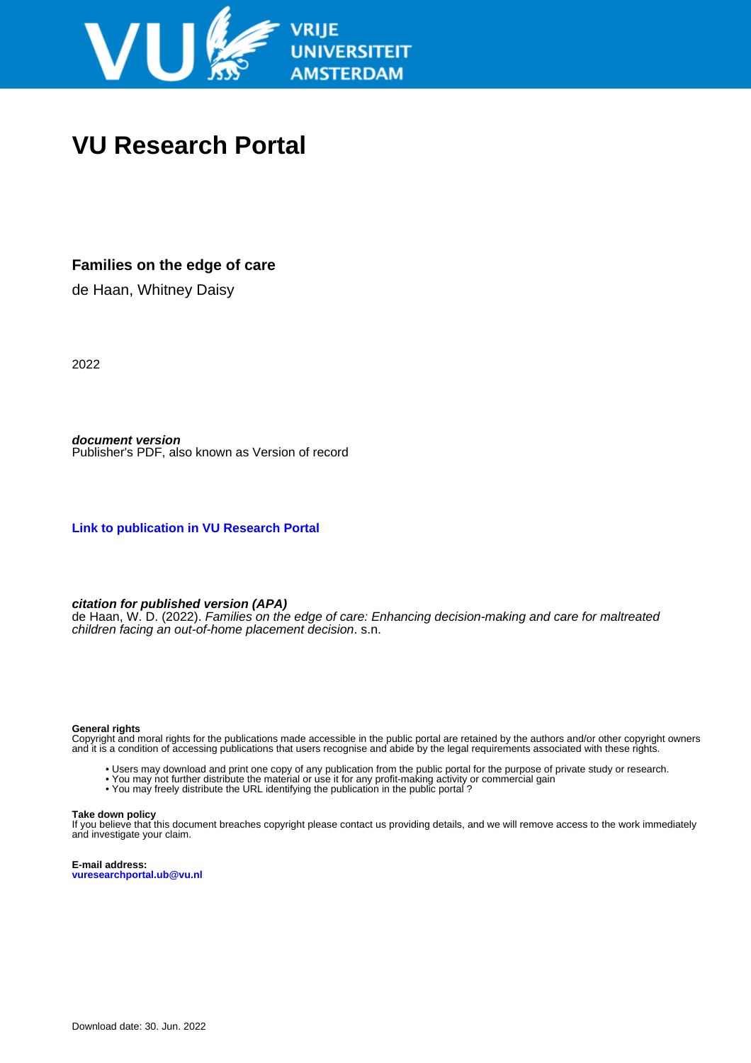VRIJE UNIVERSITEIT AMSTERDAM

# VU Research Portal

**Families on the edge of care**

de Haan, Whitney Daisy

2022

***document version***
Publisher's PDF, also known as Version of record

**Link to publication in VU Research Portal**

***citation for published version (APA)***
de Haan, W. D. (2022). *Families on the edge of care: Enhancing decision-making and care for maltreated children facing an out-of-home placement decision*. s.n.

**General rights**
Copyright and moral rights for the publications made accessible in the public portal are retained by the authors and/or other copyright owners and it is a condition of accessing publications that users recognise and abide by the legal requirements associated with these rights.

- Users may download and print one copy of any publication from the public portal for the purpose of private study or research.
- You may not further distribute the material or use it for any profit-making activity or commercial gain
- You may freely distribute the URL identifying the publication in the public portal ?

**Take down policy**
If you believe that this document breaches copyright please contact us providing details, and we will remove access to the work immediately and investigate your claim.

**E-mail address:**
**vuresearchportal.ub@vu.nl**

Download date: 30. Jun. 2022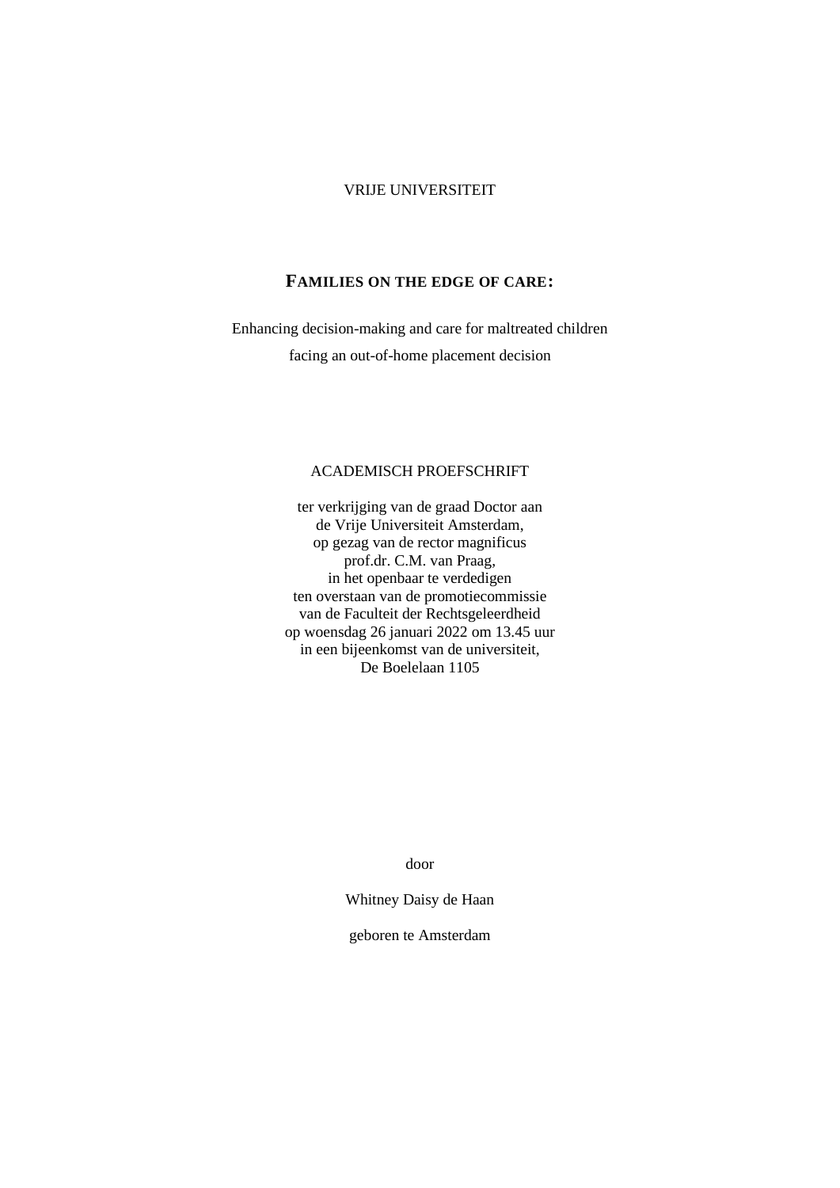VRIJE UNIVERSITEIT

# FAMILIES ON THE EDGE OF CARE:

Enhancing decision-making and care for maltreated children facing an out-of-home placement decision

ACADEMISCH PROEFSCHRIFT

ter verkrijging van de graad Doctor aan
de Vrije Universiteit Amsterdam,
op gezag van de rector magnificus
prof.dr. C.M. van Praag,
in het openbaar te verdedigen
ten overstaan van de promotiecommissie
van de Faculteit der Rechtsgeleerdheid
op woensdag 26 januari 2022 om 13.45 uur
in een bijeenkomst van de universiteit,
De Boelelaan 1105

door

Whitney Daisy de Haan

geboren te Amsterdam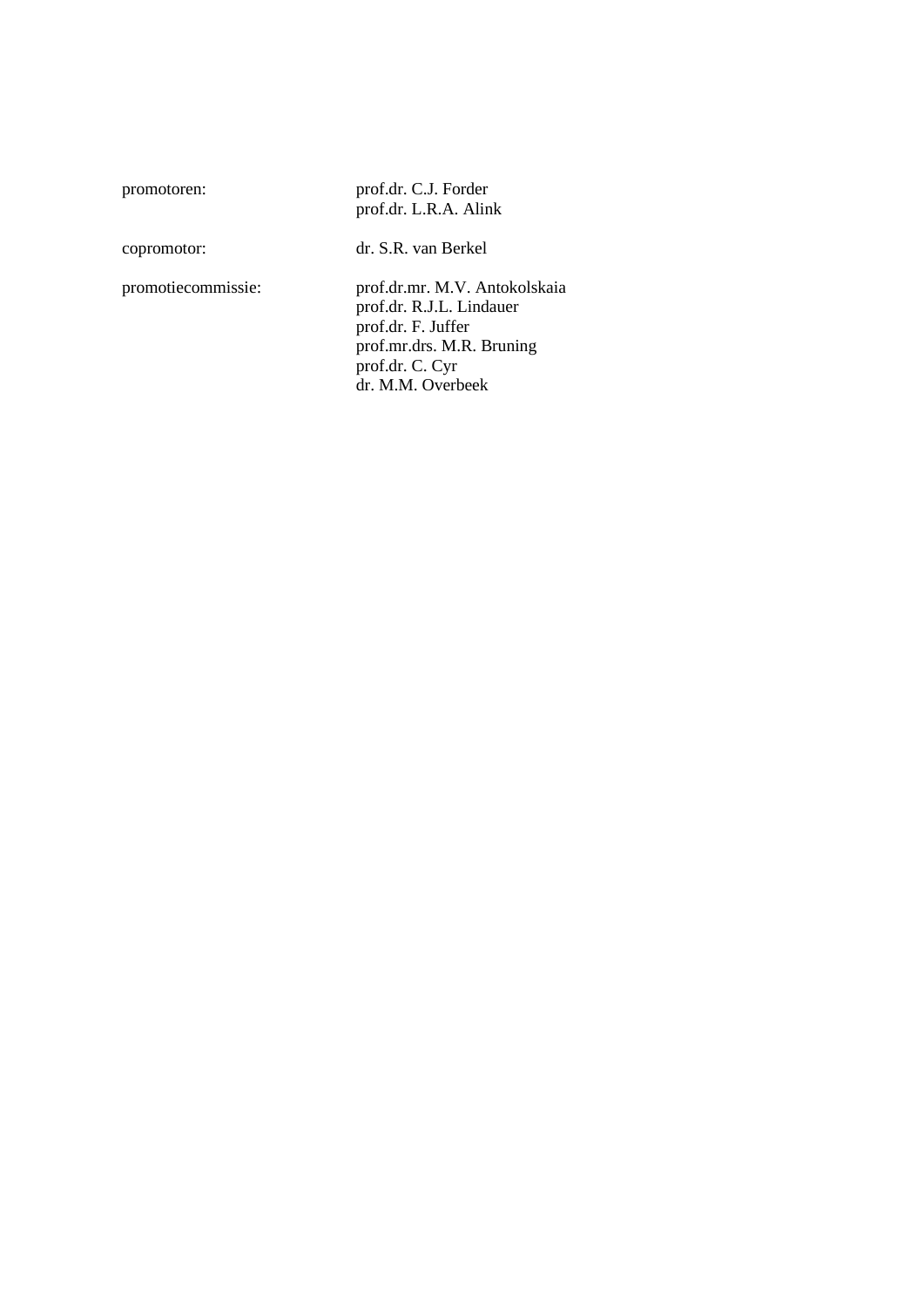| | |
|---|---|
| promotoren: | prof.dr. C.J. Forder<br>prof.dr. L.R.A. Alink |
| copromotor: | dr. S.R. van Berkel |
| promotiecommissie: | prof.dr.mr. M.V. Antokolskaia<br>prof.dr. R.J.L. Lindauer<br>prof.dr. F. Juffer<br>prof.mr.drs. M.R. Bruning<br>prof.dr. C. Cyr<br>dr. M.M. Overbeek |